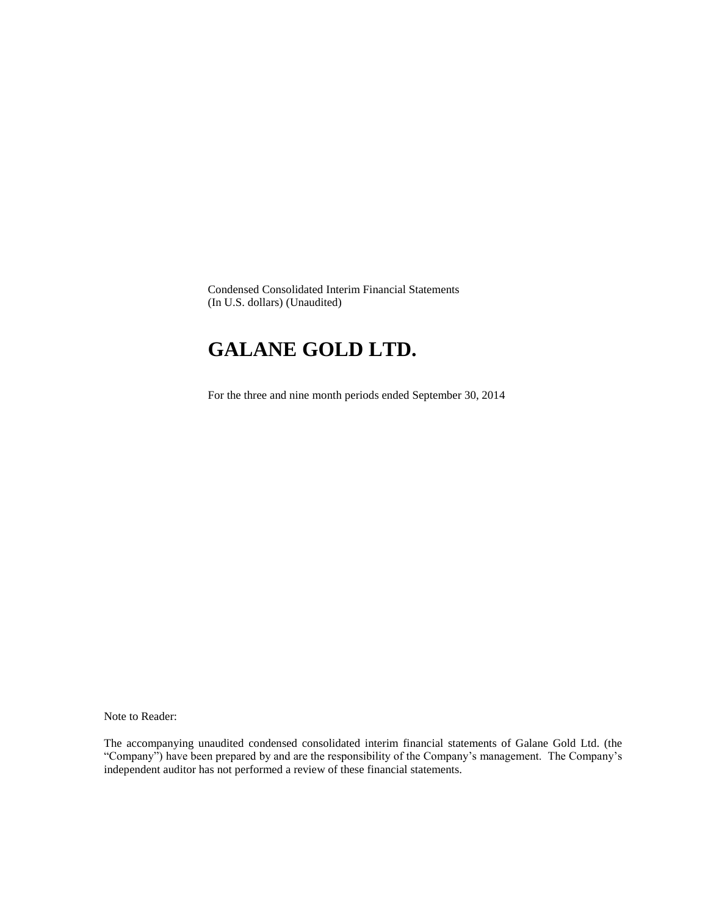Condensed Consolidated Interim Financial Statements
(In U.S. dollars) (Unaudited)

# GALANE GOLD LTD.

For the three and nine month periods ended September 30, 2014

Note to Reader:

The accompanying unaudited condensed consolidated interim financial statements of Galane Gold Ltd. (the "Company") have been prepared by and are the responsibility of the Company's management. The Company's independent auditor has not performed a review of these financial statements.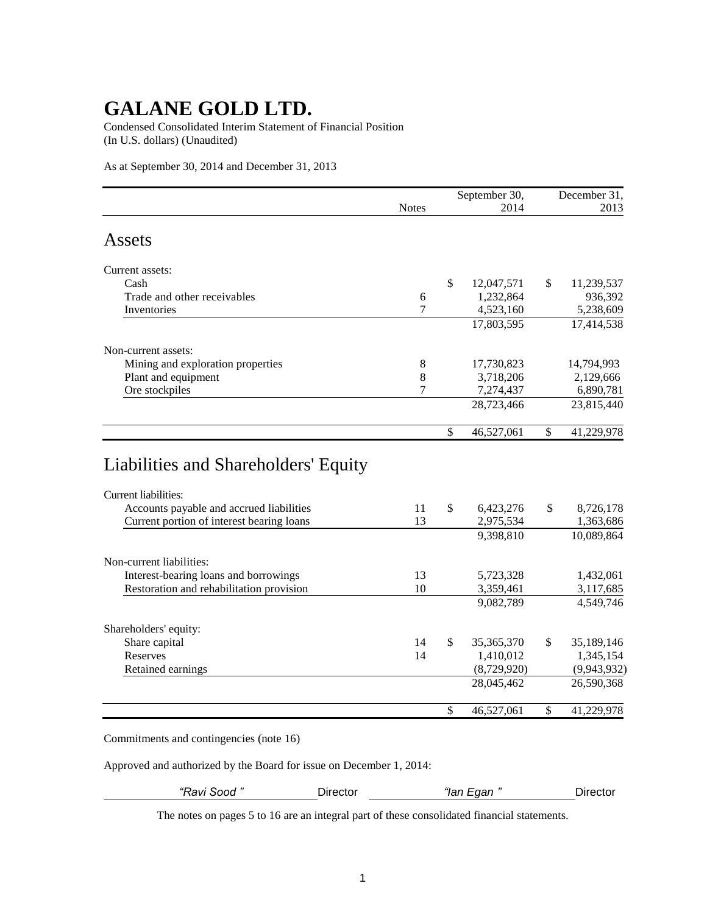# GALANE GOLD LTD.

Condensed Consolidated Interim Statement of Financial Position
(In U.S. dollars) (Unaudited)

As at September 30, 2014 and December 31, 2013

| | Notes | September 30, 2014 | December 31, 2013 |
|---|---|---|---|
| **Assets** | | | |
| Current assets: | | | |
| Cash | | $ 12,047,571 | $ 11,239,537 |
| Trade and other receivables | 6 | 1,232,864 | 936,392 |
| Inventories | 7 | 4,523,160 | 5,238,609 |
| | | 17,803,595 | 17,414,538 |
| Non-current assets: | | | |
| Mining and exploration properties | 8 | 17,730,823 | 14,794,993 |
| Plant and equipment | 8 | 3,718,206 | 2,129,666 |
| Ore stockpiles | 7 | 7,274,437 | 6,890,781 |
| | | 28,723,466 | 23,815,440 |
| | | $ 46,527,061 | $ 41,229,978 |
| **Liabilities and Shareholders' Equity** | | | |
| Current liabilities: | | | |
| Accounts payable and accrued liabilities | 11 | $ 6,423,276 | $ 8,726,178 |
| Current portion of interest bearing loans | 13 | 2,975,534 | 1,363,686 |
| | | 9,398,810 | 10,089,864 |
| Non-current liabilities: | | | |
| Interest-bearing loans and borrowings | 13 | 5,723,328 | 1,432,061 |
| Restoration and rehabilitation provision | 10 | 3,359,461 | 3,117,685 |
| | | 9,082,789 | 4,549,746 |
| Shareholders' equity: | | | |
| Share capital | 14 | $ 35,365,370 | $ 35,189,146 |
| Reserves | 14 | 1,410,012 | 1,345,154 |
| Retained earnings | | (8,729,920) | (9,943,932) |
| | | 28,045,462 | 26,590,368 |
| | | $ 46,527,061 | $ 41,229,978 |

Commitments and contingencies (note 16)

Approved and authorized by the Board for issue on December 1, 2014:

*"Ravi Sood"* Director    *"Ian Egan"* Director

The notes on pages 5 to 16 are an integral part of these consolidated financial statements.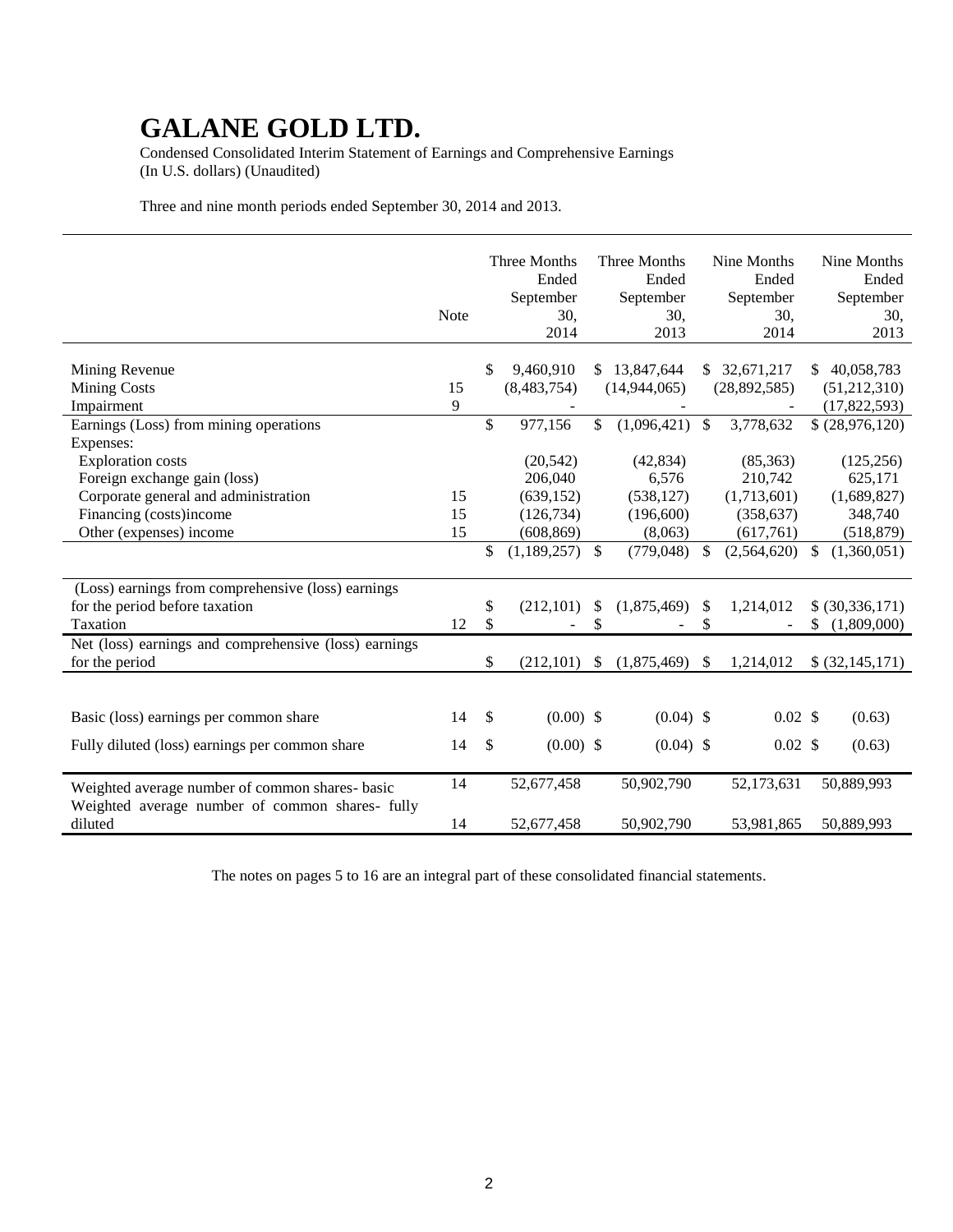# GALANE GOLD LTD.

Condensed Consolidated Interim Statement of Earnings and Comprehensive Earnings
(In U.S. dollars) (Unaudited)

Three and nine month periods ended September 30, 2014 and 2013.

| | Note | Three Months Ended September 30, 2014 | Three Months Ended September 30, 2013 | Nine Months Ended September 30, 2014 | Nine Months Ended September 30, 2013 |
|---|---|---|---|---|---|
| Mining Revenue | | $ 9,460,910 | $ 13,847,644 | $ 32,671,217 | $ 40,058,783 |
| Mining Costs | 15 | (8,483,754) | (14,944,065) | (28,892,585) | (51,212,310) |
| Impairment | 9 | - | - | - | (17,822,593) |
| Earnings (Loss) from mining operations | | $ 977,156 | $ (1,096,421) | $ 3,778,632 | $ (28,976,120) |
| Expenses: | | | | | |
| Exploration costs | | (20,542) | (42,834) | (85,363) | (125,256) |
| Foreign exchange gain (loss) | | 206,040 | 6,576 | 210,742 | 625,171 |
| Corporate general and administration | 15 | (639,152) | (538,127) | (1,713,601) | (1,689,827) |
| Financing (costs)income | 15 | (126,734) | (196,600) | (358,637) | 348,740 |
| Other (expenses) income | 15 | (608,869) | (8,063) | (617,761) | (518,879) |
| | | $ (1,189,257) | $ (779,048) | $ (2,564,620) | $ (1,360,051) |
| (Loss) earnings from comprehensive (loss) earnings for the period before taxation | | $ (212,101) | $ (1,875,469) | $ 1,214,012 | $ (30,336,171) |
| Taxation | 12 | $ - | $ - | $ - | $ (1,809,000) |
| Net (loss) earnings and comprehensive (loss) earnings for the period | | $ (212,101) | $ (1,875,469) | $ 1,214,012 | $ (32,145,171) |
| Basic (loss) earnings per common share | 14 | $ (0.00) | $ (0.04) | $ 0.02 | $ (0.63) |
| Fully diluted (loss) earnings per common share | 14 | $ (0.00) | $ (0.04) | $ 0.02 | $ (0.63) |
| Weighted average number of common shares- basic | 14 | 52,677,458 | 50,902,790 | 52,173,631 | 50,889,993 |
| Weighted average number of common shares- fully diluted | 14 | 52,677,458 | 50,902,790 | 53,981,865 | 50,889,993 |

The notes on pages 5 to 16 are an integral part of these consolidated financial statements.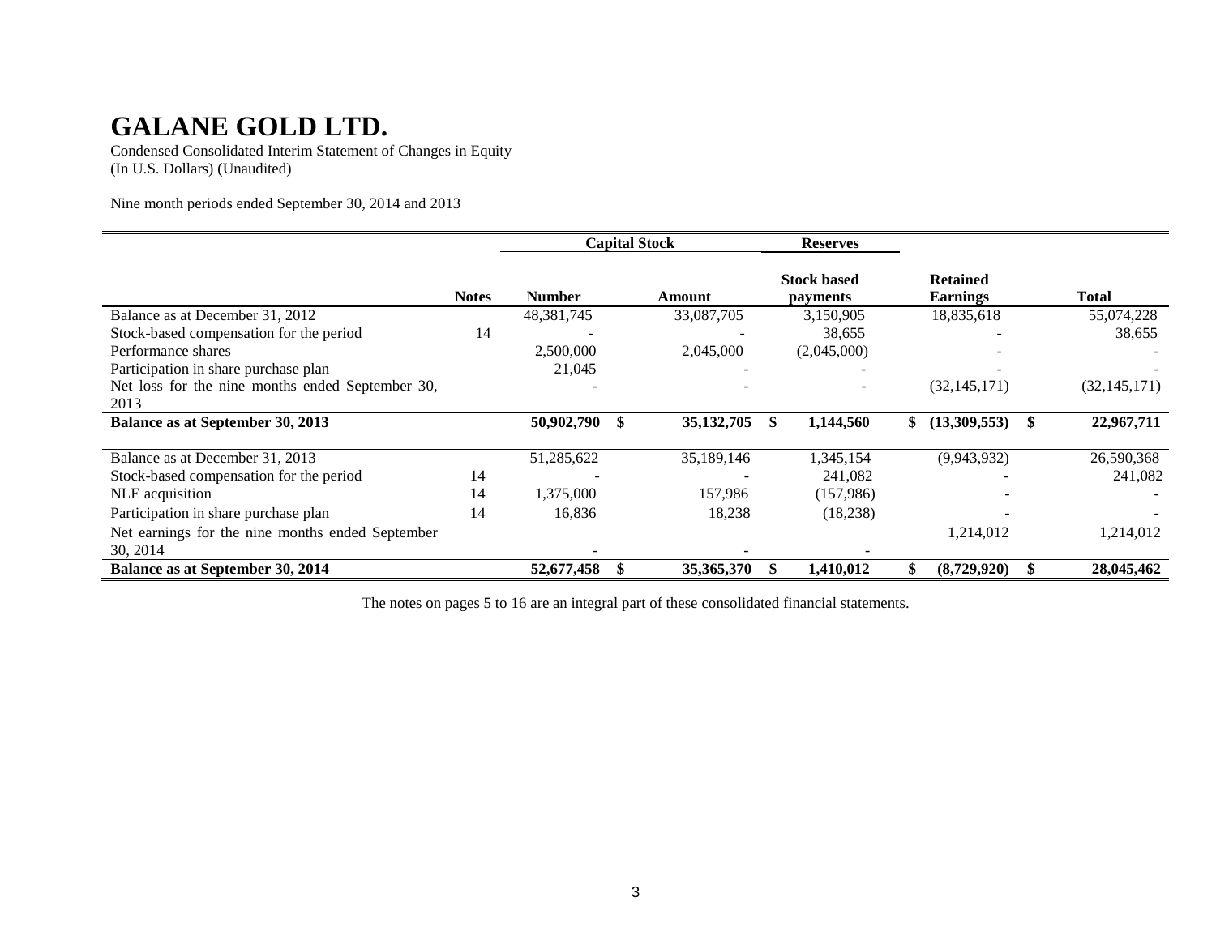# GALANE GOLD LTD.

Condensed Consolidated Interim Statement of Changes in Equity
(In U.S. Dollars) (Unaudited)

Nine month periods ended September 30, 2014 and 2013

| | | Capital Stock | | Reserves | | |
|---|---|---|---|---|---|---|
| | **Notes** | **Number** | **Amount** | **Stock based payments** | **Retained Earnings** | **Total** |
| Balance as at December 31, 2012 | | 48,381,745 | 33,087,705 | 3,150,905 | 18,835,618 | 55,074,228 |
| Stock-based compensation for the period | 14 | - | - | 38,655 | - | 38,655 |
| Performance shares | | 2,500,000 | 2,045,000 | (2,045,000) | - | - |
| Participation in share purchase plan | | 21,045 | - | - | - | - |
| Net loss for the nine months ended September 30, 2013 | | - | - | - | (32,145,171) | (32,145,171) |
| **Balance as at September 30, 2013** | | **50,902,790** | **$ 35,132,705** | **$ 1,144,560** | **$ (13,309,553)** | **$ 22,967,711** |
| | | | | | | |
| Balance as at December 31, 2013 | | 51,285,622 | 35,189,146 | 1,345,154 | (9,943,932) | 26,590,368 |
| Stock-based compensation for the period | 14 | - | - | 241,082 | - | 241,082 |
| NLE acquisition | 14 | 1,375,000 | 157,986 | (157,986) | - | - |
| Participation in share purchase plan | 14 | 16,836 | 18,238 | (18,238) | - | - |
| Net earnings for the nine months ended September 30, 2014 | | - | - | - | 1,214,012 | 1,214,012 |
| **Balance as at September 30, 2014** | | **52,677,458** | **$ 35,365,370** | **$ 1,410,012** | **$ (8,729,920)** | **$ 28,045,462** |

The notes on pages 5 to 16 are an integral part of these consolidated financial statements.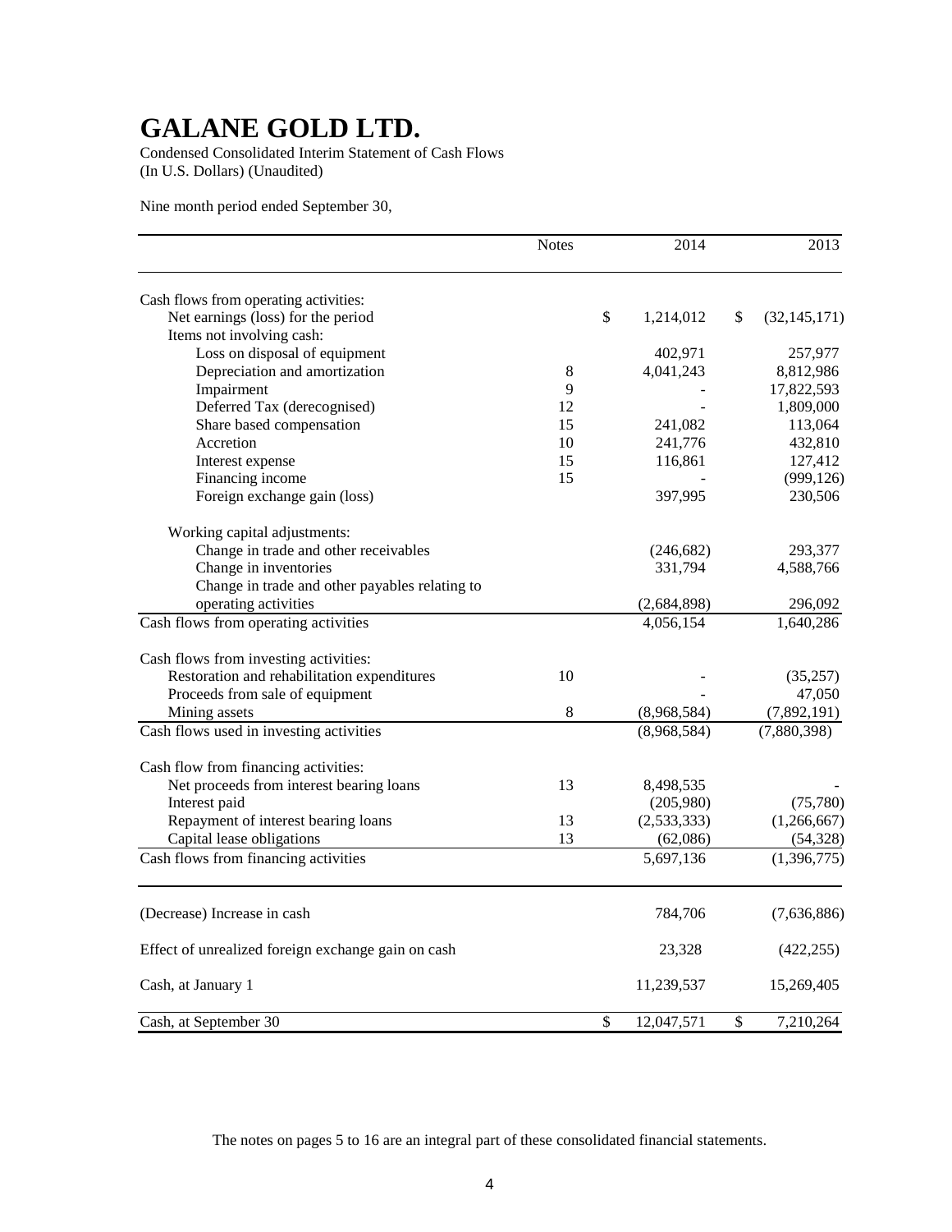# GALANE GOLD LTD.

Condensed Consolidated Interim Statement of Cash Flows
(In U.S. Dollars) (Unaudited)

Nine month period ended September 30,

| | Notes | 2014 | 2013 |
|---|---|---|---|
| Cash flows from operating activities: | | | |
| Net earnings (loss) for the period | | $ 1,214,012 | $ (32,145,171) |
| Items not involving cash: | | | |
| Loss on disposal of equipment | | 402,971 | 257,977 |
| Depreciation and amortization | 8 | 4,041,243 | 8,812,986 |
| Impairment | 9 | - | 17,822,593 |
| Deferred Tax (derecognised) | 12 | - | 1,809,000 |
| Share based compensation | 15 | 241,082 | 113,064 |
| Accretion | 10 | 241,776 | 432,810 |
| Interest expense | 15 | 116,861 | 127,412 |
| Financing income | 15 | - | (999,126) |
| Foreign exchange gain (loss) | | 397,995 | 230,506 |
| Working capital adjustments: | | | |
| Change in trade and other receivables | | (246,682) | 293,377 |
| Change in inventories | | 331,794 | 4,588,766 |
| Change in trade and other payables relating to operating activities | | (2,684,898) | 296,092 |
| Cash flows from operating activities | | 4,056,154 | 1,640,286 |
| Cash flows from investing activities: | | | |
| Restoration and rehabilitation expenditures | 10 | - | (35,257) |
| Proceeds from sale of equipment | | - | 47,050 |
| Mining assets | 8 | (8,968,584) | (7,892,191) |
| Cash flows used in investing activities | | (8,968,584) | (7,880,398) |
| Cash flow from financing activities: | | | |
| Net proceeds from interest bearing loans | 13 | 8,498,535 | - |
| Interest paid | | (205,980) | (75,780) |
| Repayment of interest bearing loans | 13 | (2,533,333) | (1,266,667) |
| Capital lease obligations | 13 | (62,086) | (54,328) |
| Cash flows from financing activities | | 5,697,136 | (1,396,775) |
| (Decrease) Increase in cash | | 784,706 | (7,636,886) |
| Effect of unrealized foreign exchange gain on cash | | 23,328 | (422,255) |
| Cash, at January 1 | | 11,239,537 | 15,269,405 |
| Cash, at September 30 | | $ 12,047,571 | $ 7,210,264 |

The notes on pages 5 to 16 are an integral part of these consolidated financial statements.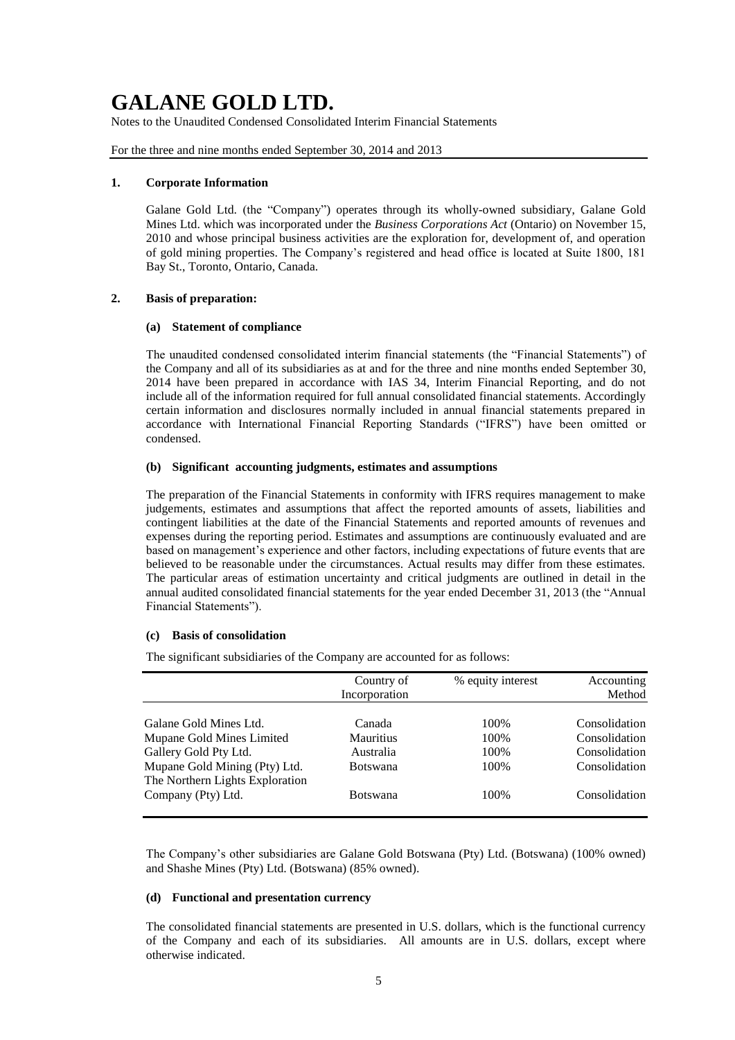# GALANE GOLD LTD.

Notes to the Unaudited Condensed Consolidated Interim Financial Statements

For the three and nine months ended September 30, 2014 and 2013

## 1. Corporate Information

Galane Gold Ltd. (the "Company") operates through its wholly-owned subsidiary, Galane Gold Mines Ltd. which was incorporated under the *Business Corporations Act* (Ontario) on November 15, 2010 and whose principal business activities are the exploration for, development of, and operation of gold mining properties. The Company's registered and head office is located at Suite 1800, 181 Bay St., Toronto, Ontario, Canada.

## 2. Basis of preparation:

### (a) Statement of compliance

The unaudited condensed consolidated interim financial statements (the "Financial Statements") of the Company and all of its subsidiaries as at and for the three and nine months ended September 30, 2014 have been prepared in accordance with IAS 34, Interim Financial Reporting, and do not include all of the information required for full annual consolidated financial statements. Accordingly certain information and disclosures normally included in annual financial statements prepared in accordance with International Financial Reporting Standards ("IFRS") have been omitted or condensed.

### (b) Significant accounting judgments, estimates and assumptions

The preparation of the Financial Statements in conformity with IFRS requires management to make judgements, estimates and assumptions that affect the reported amounts of assets, liabilities and contingent liabilities at the date of the Financial Statements and reported amounts of revenues and expenses during the reporting period. Estimates and assumptions are continuously evaluated and are based on management's experience and other factors, including expectations of future events that are believed to be reasonable under the circumstances. Actual results may differ from these estimates. The particular areas of estimation uncertainty and critical judgments are outlined in detail in the annual audited consolidated financial statements for the year ended December 31, 2013 (the "Annual Financial Statements").

### (c) Basis of consolidation

The significant subsidiaries of the Company are accounted for as follows:

| | Country of Incorporation | % equity interest | Accounting Method |
|---|---|---|---|
| Galane Gold Mines Ltd. | Canada | 100% | Consolidation |
| Mupane Gold Mines Limited | Mauritius | 100% | Consolidation |
| Gallery Gold Pty Ltd. | Australia | 100% | Consolidation |
| Mupane Gold Mining (Pty) Ltd. | Botswana | 100% | Consolidation |
| The Northern Lights Exploration Company (Pty) Ltd. | Botswana | 100% | Consolidation |

The Company's other subsidiaries are Galane Gold Botswana (Pty) Ltd. (Botswana) (100% owned) and Shashe Mines (Pty) Ltd. (Botswana) (85% owned).

### (d) Functional and presentation currency

The consolidated financial statements are presented in U.S. dollars, which is the functional currency of the Company and each of its subsidiaries. All amounts are in U.S. dollars, except where otherwise indicated.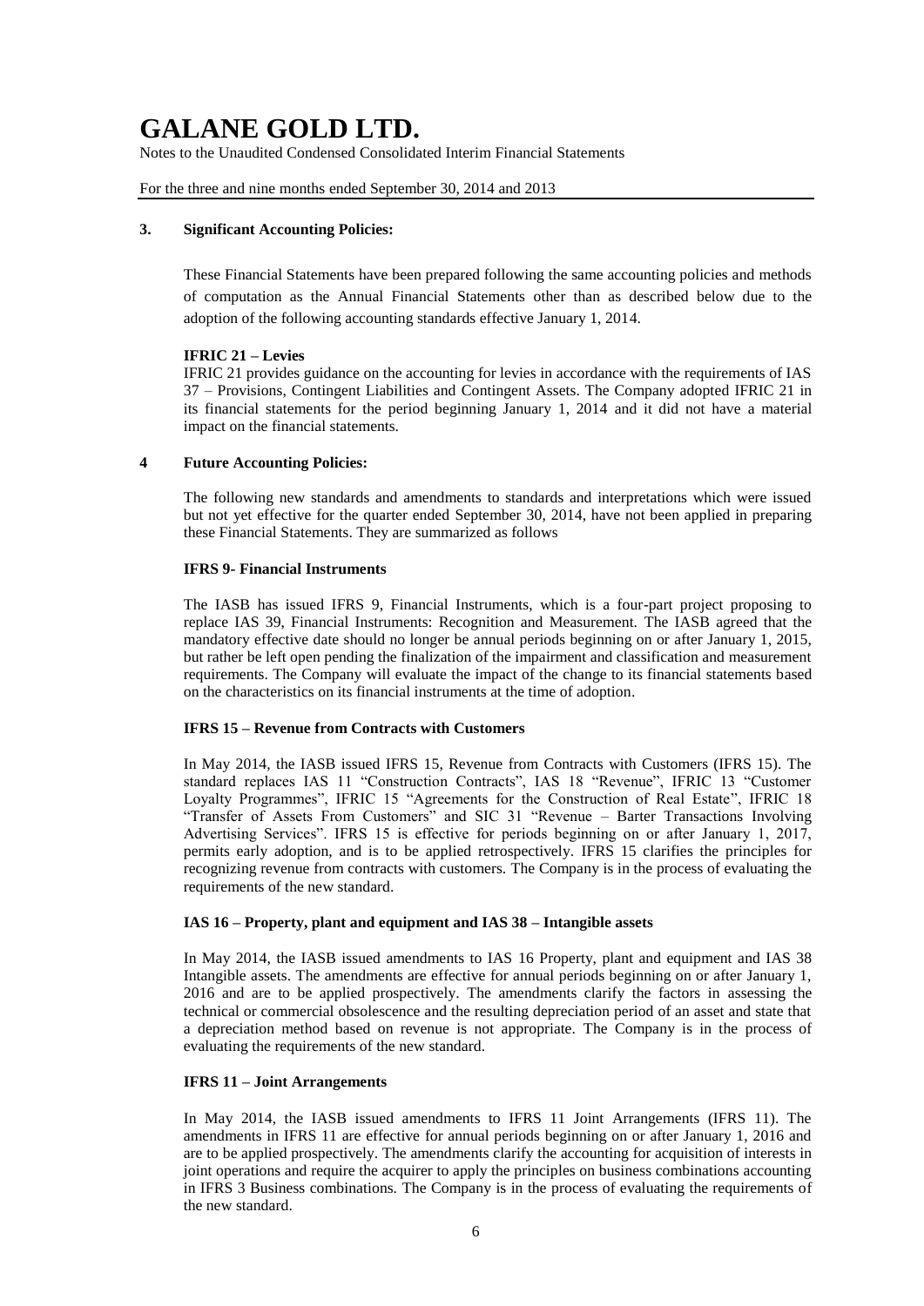## 3. Significant Accounting Policies:

These Financial Statements have been prepared following the same accounting policies and methods of computation as the Annual Financial Statements other than as described below due to the adoption of the following accounting standards effective January 1, 2014.

**IFRIC 21 – Levies**

IFRIC 21 provides guidance on the accounting for levies in accordance with the requirements of IAS 37 – Provisions, Contingent Liabilities and Contingent Assets. The Company adopted IFRIC 21 in its financial statements for the period beginning January 1, 2014 and it did not have a material impact on the financial statements.

## 4 Future Accounting Policies:

The following new standards and amendments to standards and interpretations which were issued but not yet effective for the quarter ended September 30, 2014, have not been applied in preparing these Financial Statements. They are summarized as follows

**IFRS 9- Financial Instruments**

The IASB has issued IFRS 9, Financial Instruments, which is a four-part project proposing to replace IAS 39, Financial Instruments: Recognition and Measurement. The IASB agreed that the mandatory effective date should no longer be annual periods beginning on or after January 1, 2015, but rather be left open pending the finalization of the impairment and classification and measurement requirements. The Company will evaluate the impact of the change to its financial statements based on the characteristics on its financial instruments at the time of adoption.

**IFRS 15 – Revenue from Contracts with Customers**

In May 2014, the IASB issued IFRS 15, Revenue from Contracts with Customers (IFRS 15). The standard replaces IAS 11 "Construction Contracts", IAS 18 "Revenue", IFRIC 13 "Customer Loyalty Programmes", IFRIC 15 "Agreements for the Construction of Real Estate", IFRIC 18 "Transfer of Assets From Customers" and SIC 31 "Revenue – Barter Transactions Involving Advertising Services". IFRS 15 is effective for periods beginning on or after January 1, 2017, permits early adoption, and is to be applied retrospectively. IFRS 15 clarifies the principles for recognizing revenue from contracts with customers. The Company is in the process of evaluating the requirements of the new standard.

**IAS 16 – Property, plant and equipment and IAS 38 – Intangible assets**

In May 2014, the IASB issued amendments to IAS 16 Property, plant and equipment and IAS 38 Intangible assets. The amendments are effective for annual periods beginning on or after January 1, 2016 and are to be applied prospectively. The amendments clarify the factors in assessing the technical or commercial obsolescence and the resulting depreciation period of an asset and state that a depreciation method based on revenue is not appropriate. The Company is in the process of evaluating the requirements of the new standard.

**IFRS 11 – Joint Arrangements**

In May 2014, the IASB issued amendments to IFRS 11 Joint Arrangements (IFRS 11). The amendments in IFRS 11 are effective for annual periods beginning on or after January 1, 2016 and are to be applied prospectively. The amendments clarify the accounting for acquisition of interests in joint operations and require the acquirer to apply the principles on business combinations accounting in IFRS 3 Business combinations. The Company is in the process of evaluating the requirements of the new standard.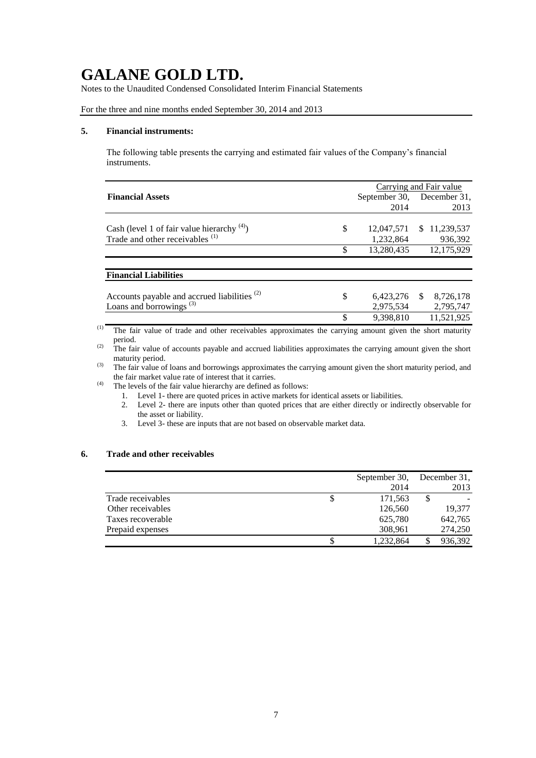# GALANE GOLD LTD.

Notes to the Unaudited Condensed Consolidated Interim Financial Statements

For the three and nine months ended September 30, 2014 and 2013

## 5. Financial instruments:

The following table presents the carrying and estimated fair values of the Company's financial instruments.

| **Financial Assets** | Carrying and Fair value | |
|---|---|---|
| | September 30, 2014 | December 31, 2013 |
| Cash (level 1 of fair value hierarchy [(4)]) | $ 12,047,571 | $ 11,239,537 |
| Trade and other receivables [(1)] | 1,232,864 | 936,392 |
| | $ 13,280,435 | 12,175,929 |

| **Financial Liabilities** | | |
|---|---|---|
| Accounts payable and accrued liabilities [(2)] | $ 6,423,276 | $ 8,726,178 |
| Loans and borrowings [(3)] | 2,975,534 | 2,795,747 |
| | $ 9,398,810 | 11,521,925 |

(1) The fair value of trade and other receivables approximates the carrying amount given the short maturity period.

(2) The fair value of accounts payable and accrued liabilities approximates the carrying amount given the short maturity period.

(3) The fair value of loans and borrowings approximates the carrying amount given the short maturity period, and the fair market value rate of interest that it carries.

(4) The levels of the fair value hierarchy are defined as follows:

1. Level 1- there are quoted prices in active markets for identical assets or liabilities.
2. Level 2- there are inputs other than quoted prices that are either directly or indirectly observable for the asset or liability.
3. Level 3- these are inputs that are not based on observable market data.

## 6. Trade and other receivables

| | September 30, 2014 | December 31, 2013 |
|---|---|---|
| Trade receivables | $ 171,563 | $ - |
| Other receivables | 126,560 | 19,377 |
| Taxes recoverable | 625,780 | 642,765 |
| Prepaid expenses | 308,961 | 274,250 |
| | $ 1,232,864 | $ 936,392 |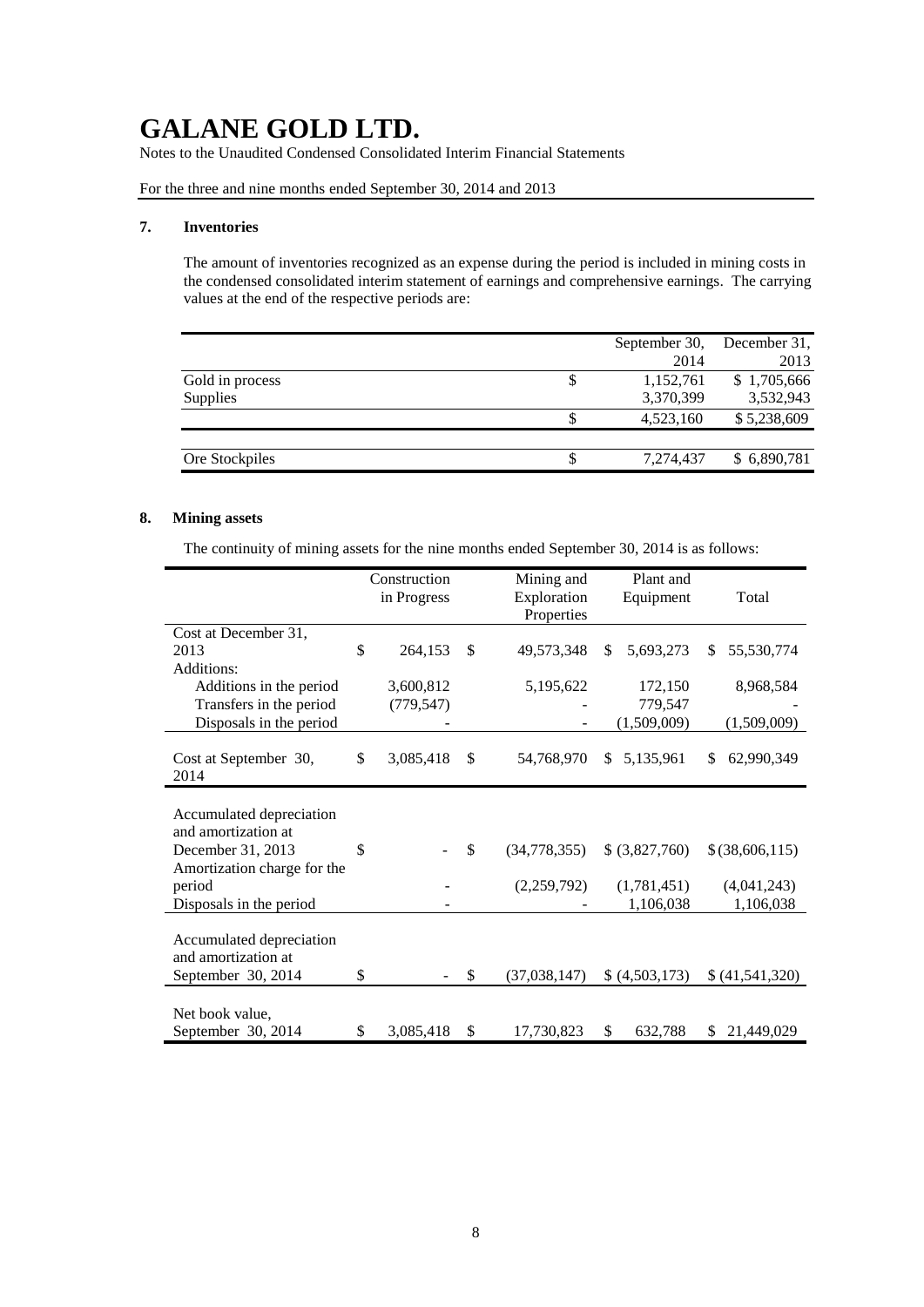# GALANE GOLD LTD.

Notes to the Unaudited Condensed Consolidated Interim Financial Statements

For the three and nine months ended September 30, 2014 and 2013

## 7. Inventories

The amount of inventories recognized as an expense during the period is included in mining costs in the condensed consolidated interim statement of earnings and comprehensive earnings. The carrying values at the end of the respective periods are:

| | September 30, 2014 | December 31, 2013 |
|---|---|---|
| Gold in process | $ 1,152,761 | $ 1,705,666 |
| Supplies | 3,370,399 | 3,532,943 |
| | $ 4,523,160 | $ 5,238,609 |
| | | |
| Ore Stockpiles | $ 7,274,437 | $ 6,890,781 |

## 8. Mining assets

The continuity of mining assets for the nine months ended September 30, 2014 is as follows:

| | Construction in Progress | Mining and Exploration Properties | Plant and Equipment | Total |
|---|---|---|---|---|
| Cost at December 31, 2013 | $ 264,153 | $ 49,573,348 | $ 5,693,273 | $ 55,530,774 |
| Additions: | | | | |
| Additions in the period | 3,600,812 | 5,195,622 | 172,150 | 8,968,584 |
| Transfers in the period | (779,547) | - | 779,547 | - |
| Disposals in the period | - | - | (1,509,009) | (1,509,009) |
| Cost at September 30, 2014 | $ 3,085,418 | $ 54,768,970 | $ 5,135,961 | $ 62,990,349 |
| | | | | |
| Accumulated depreciation and amortization at December 31, 2013 | $ - | $ (34,778,355) | $ (3,827,760) | $ (38,606,115) |
| Amortization charge for the period | - | (2,259,792) | (1,781,451) | (4,041,243) |
| Disposals in the period | - | - | 1,106,038 | 1,106,038 |
| Accumulated depreciation and amortization at September 30, 2014 | $ - | $ (37,038,147) | $ (4,503,173) | $ (41,541,320) |
| | | | | |
| Net book value, September 30, 2014 | $ 3,085,418 | $ 17,730,823 | $ 632,788 | $ 21,449,029 |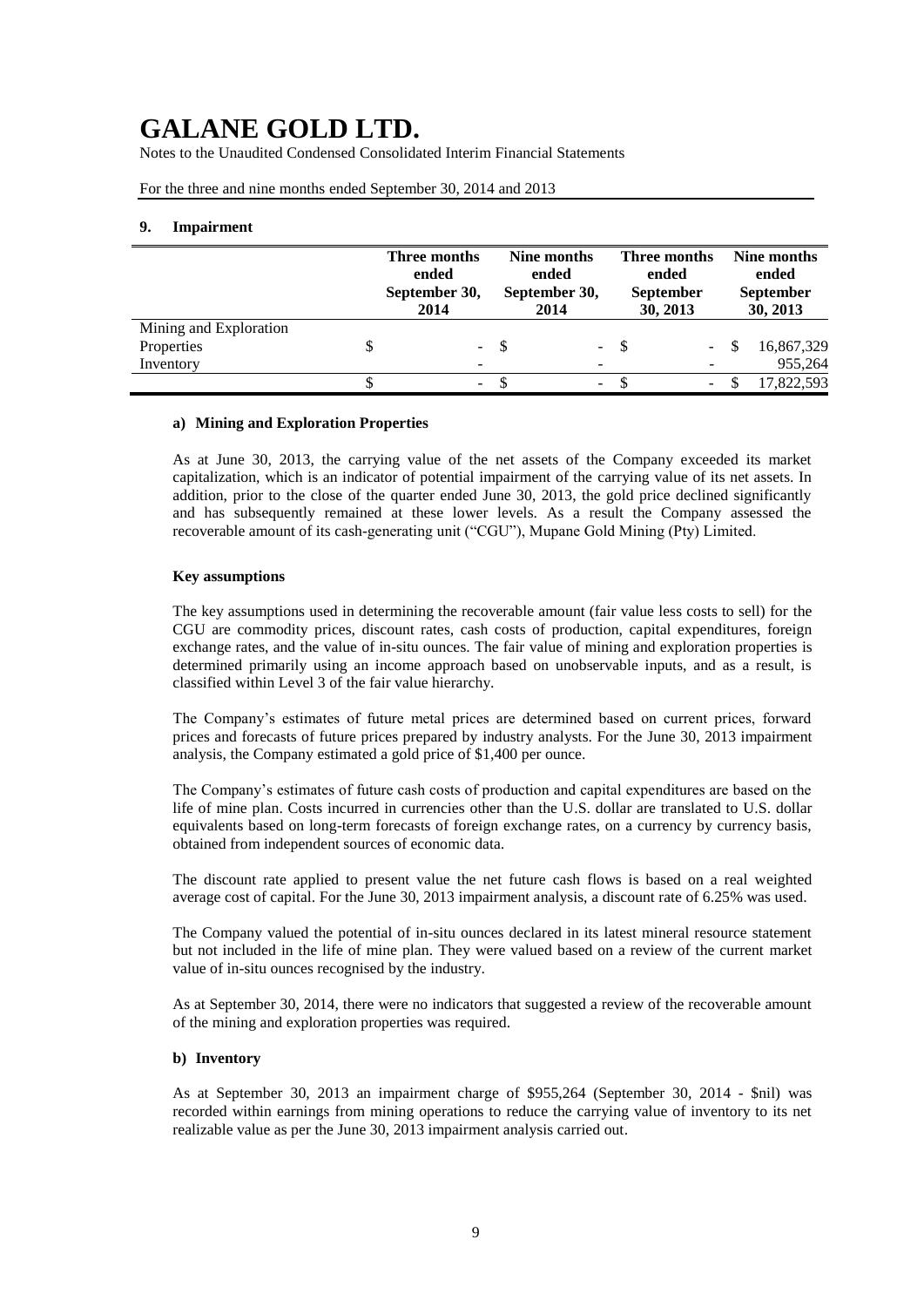# GALANE GOLD LTD.

Notes to the Unaudited Condensed Consolidated Interim Financial Statements

For the three and nine months ended September 30, 2014 and 2013

## 9. Impairment

| | Three months ended September 30, 2014 | Nine months ended September 30, 2014 | Three months ended September 30, 2013 | Nine months ended September 30, 2013 |
|---|---|---|---|---|
| Mining and Exploration Properties | $ - | $ - | $ - | $ 16,867,329 |
| Inventory | - | - | - | 955,264 |
| | $ - | $ - | $ - | $ 17,822,593 |

### a) Mining and Exploration Properties

As at June 30, 2013, the carrying value of the net assets of the Company exceeded its market capitalization, which is an indicator of potential impairment of the carrying value of its net assets. In addition, prior to the close of the quarter ended June 30, 2013, the gold price declined significantly and has subsequently remained at these lower levels. As a result the Company assessed the recoverable amount of its cash-generating unit ("CGU"), Mupane Gold Mining (Pty) Limited.

**Key assumptions**

The key assumptions used in determining the recoverable amount (fair value less costs to sell) for the CGU are commodity prices, discount rates, cash costs of production, capital expenditures, foreign exchange rates, and the value of in-situ ounces. The fair value of mining and exploration properties is determined primarily using an income approach based on unobservable inputs, and as a result, is classified within Level 3 of the fair value hierarchy.

The Company's estimates of future metal prices are determined based on current prices, forward prices and forecasts of future prices prepared by industry analysts. For the June 30, 2013 impairment analysis, the Company estimated a gold price of $1,400 per ounce.

The Company's estimates of future cash costs of production and capital expenditures are based on the life of mine plan. Costs incurred in currencies other than the U.S. dollar are translated to U.S. dollar equivalents based on long-term forecasts of foreign exchange rates, on a currency by currency basis, obtained from independent sources of economic data.

The discount rate applied to present value the net future cash flows is based on a real weighted average cost of capital. For the June 30, 2013 impairment analysis, a discount rate of 6.25% was used.

The Company valued the potential of in-situ ounces declared in its latest mineral resource statement but not included in the life of mine plan. They were valued based on a review of the current market value of in-situ ounces recognised by the industry.

As at September 30, 2014, there were no indicators that suggested a review of the recoverable amount of the mining and exploration properties was required.

### b) Inventory

As at September 30, 2013 an impairment charge of $955,264 (September 30, 2014 - $nil) was recorded within earnings from mining operations to reduce the carrying value of inventory to its net realizable value as per the June 30, 2013 impairment analysis carried out.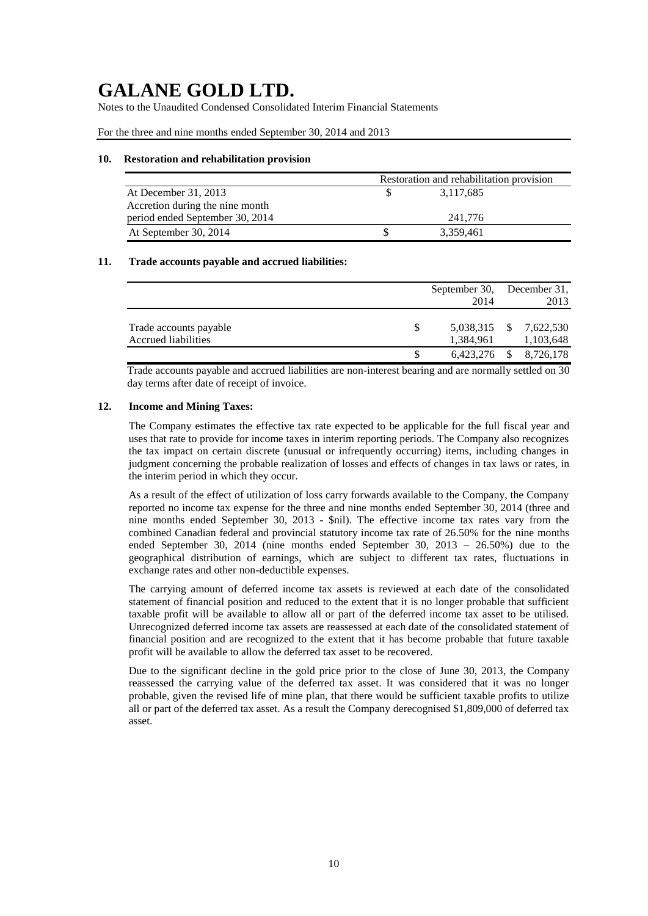**GALANE GOLD LTD.**

Notes to the Unaudited Condensed Consolidated Interim Financial Statements

For the three and nine months ended September 30, 2014 and 2013

## 10. Restoration and rehabilitation provision

| | Restoration and rehabilitation provision |
|---|---|
| At December 31, 2013 | $ 3,117,685 |
| Accretion during the nine month period ended September 30, 2014 | 241,776 |
| At September 30, 2014 | $ 3,359,461 |

## 11. Trade accounts payable and accrued liabilities:

| | September 30, 2014 | December 31, 2013 |
|---|---|---|
| Trade accounts payable | $ 5,038,315 | $ 7,622,530 |
| Accrued liabilities | 1,384,961 | 1,103,648 |
| | $ 6,423,276 | $ 8,726,178 |

Trade accounts payable and accrued liabilities are non-interest bearing and are normally settled on 30 day terms after date of receipt of invoice.

## 12. Income and Mining Taxes:

The Company estimates the effective tax rate expected to be applicable for the full fiscal year and uses that rate to provide for income taxes in interim reporting periods. The Company also recognizes the tax impact on certain discrete (unusual or infrequently occurring) items, including changes in judgment concerning the probable realization of losses and effects of changes in tax laws or rates, in the interim period in which they occur.

As a result of the effect of utilization of loss carry forwards available to the Company, the Company reported no income tax expense for the three and nine months ended September 30, 2014 (three and nine months ended September 30, 2013 - $nil). The effective income tax rates vary from the combined Canadian federal and provincial statutory income tax rate of 26.50% for the nine months ended September 30, 2014 (nine months ended September 30, 2013 – 26.50%) due to the geographical distribution of earnings, which are subject to different tax rates, fluctuations in exchange rates and other non-deductible expenses.

The carrying amount of deferred income tax assets is reviewed at each date of the consolidated statement of financial position and reduced to the extent that it is no longer probable that sufficient taxable profit will be available to allow all or part of the deferred income tax asset to be utilised. Unrecognized deferred income tax assets are reassessed at each date of the consolidated statement of financial position and are recognized to the extent that it has become probable that future taxable profit will be available to allow the deferred tax asset to be recovered.

Due to the significant decline in the gold price prior to the close of June 30, 2013, the Company reassessed the carrying value of the deferred tax asset. It was considered that it was no longer probable, given the revised life of mine plan, that there would be sufficient taxable profits to utilize all or part of the deferred tax asset. As a result the Company derecognised $1,809,000 of deferred tax asset.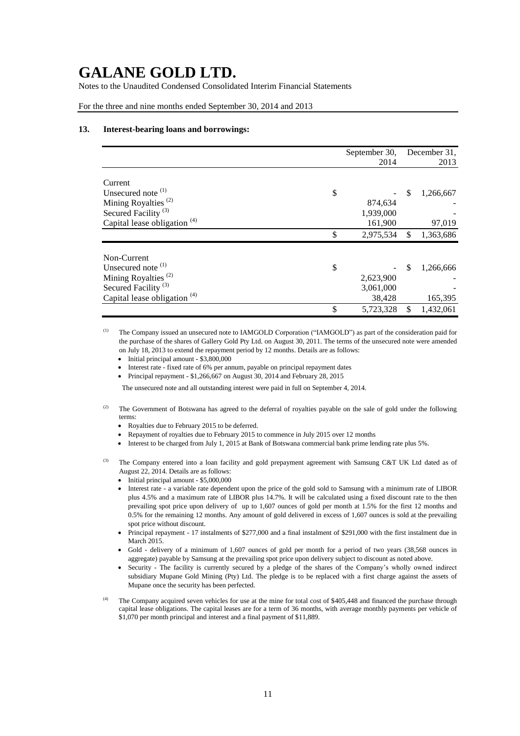# GALANE GOLD LTD.

Notes to the Unaudited Condensed Consolidated Interim Financial Statements

For the three and nine months ended September 30, 2014 and 2013

### 13. Interest-bearing loans and borrowings:

| | September 30, 2014 | December 31, 2013 |
|---|---|---|
| Current | | |
| Unsecured note [(1)] | $ - | $ 1,266,667 |
| Mining Royalties [(2)] | 874,634 | - |
| Secured Facility [(3)] | 1,939,000 | - |
| Capital lease obligation [(4)] | 161,900 | 97,019 |
| | $ 2,975,534 | $ 1,363,686 |
| Non-Current | | |
| Unsecured note [(1)] | $ - | $ 1,266,666 |
| Mining Royalties [(2)] | 2,623,900 | - |
| Secured Facility [(3)] | 3,061,000 | - |
| Capital lease obligation [(4)] | 38,428 | 165,395 |
| | $ 5,723,328 | $ 1,432,061 |

(1) The Company issued an unsecured note to IAMGOLD Corporation ("IAMGOLD") as part of the consideration paid for the purchase of the shares of Gallery Gold Pty Ltd. on August 30, 2011. The terms of the unsecured note were amended on July 18, 2013 to extend the repayment period by 12 months. Details are as follows:

- Initial principal amount - $3,800,000
- Interest rate - fixed rate of 6% per annum, payable on principal repayment dates
- Principal repayment - $1,266,667 on August 30, 2014 and February 28, 2015

The unsecured note and all outstanding interest were paid in full on September 4, 2014.

(2) The Government of Botswana has agreed to the deferral of royalties payable on the sale of gold under the following terms:

- Royalties due to February 2015 to be deferred.
- Repayment of royalties due to February 2015 to commence in July 2015 over 12 months
- Interest to be charged from July 1, 2015 at Bank of Botswana commercial bank prime lending rate plus 5%.

(3) The Company entered into a loan facility and gold prepayment agreement with Samsung C&T UK Ltd dated as of August 22, 2014. Details are as follows:

- Initial principal amount - $5,000,000
- Interest rate - a variable rate dependent upon the price of the gold sold to Samsung with a minimum rate of LIBOR plus 4.5% and a maximum rate of LIBOR plus 14.7%. It will be calculated using a fixed discount rate to the then prevailing spot price upon delivery of up to 1,607 ounces of gold per month at 1.5% for the first 12 months and 0.5% for the remaining 12 months. Any amount of gold delivered in excess of 1,607 ounces is sold at the prevailing spot price without discount.
- Principal repayment - 17 instalments of $277,000 and a final instalment of $291,000 with the first instalment due in March 2015.
- Gold - delivery of a minimum of 1,607 ounces of gold per month for a period of two years (38,568 ounces in aggregate) payable by Samsung at the prevailing spot price upon delivery subject to discount as noted above.
- Security - The facility is currently secured by a pledge of the shares of the Company's wholly owned indirect subsidiary Mupane Gold Mining (Pty) Ltd. The pledge is to be replaced with a first charge against the assets of Mupane once the security has been perfected.

(4) The Company acquired seven vehicles for use at the mine for total cost of $405,448 and financed the purchase through capital lease obligations. The capital leases are for a term of 36 months, with average monthly payments per vehicle of $1,070 per month principal and interest and a final payment of $11,889.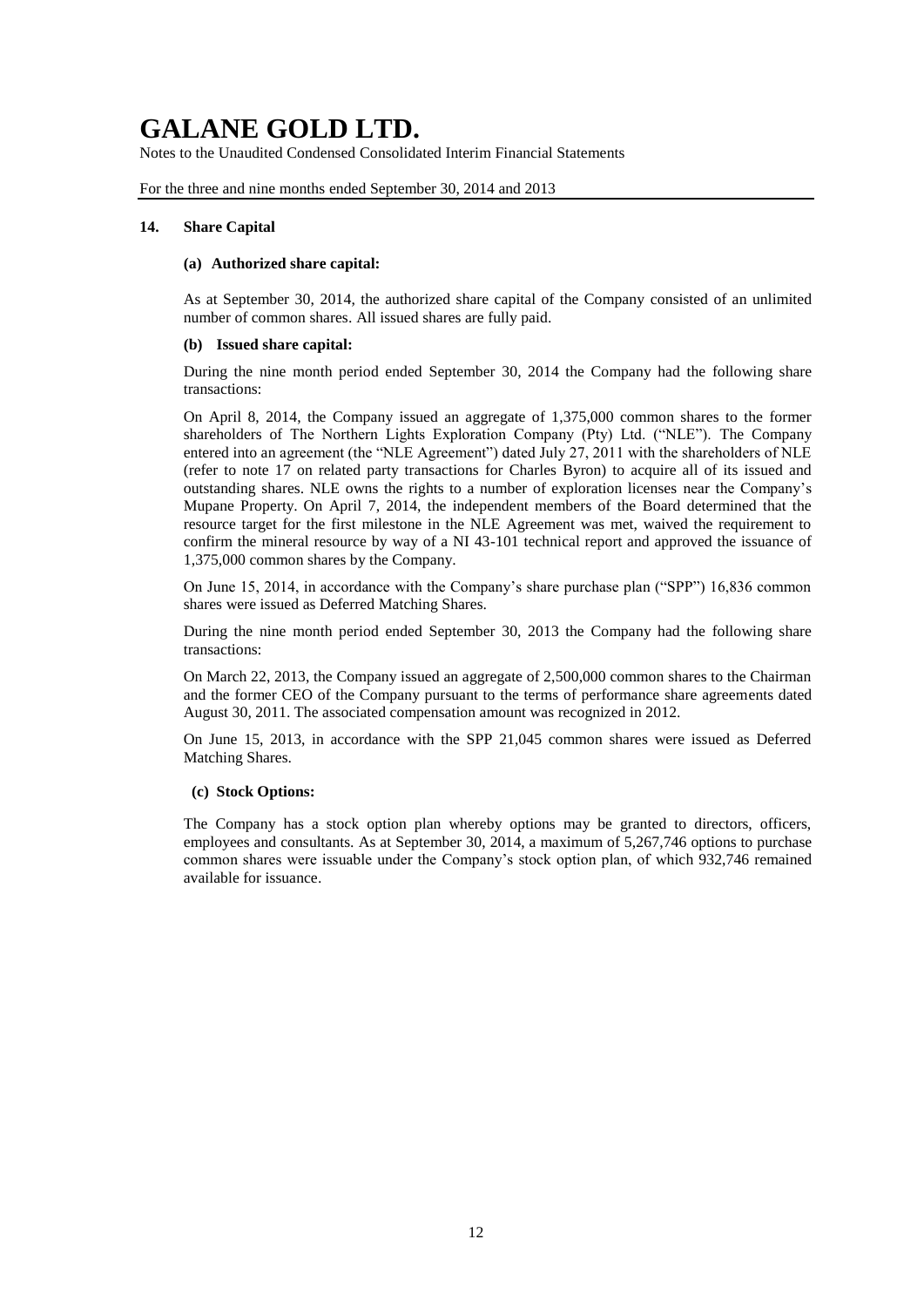## 14. Share Capital

### (a) Authorized share capital:

As at September 30, 2014, the authorized share capital of the Company consisted of an unlimited number of common shares. All issued shares are fully paid.

### (b) Issued share capital:

During the nine month period ended September 30, 2014 the Company had the following share transactions:

On April 8, 2014, the Company issued an aggregate of 1,375,000 common shares to the former shareholders of The Northern Lights Exploration Company (Pty) Ltd. ("NLE"). The Company entered into an agreement (the "NLE Agreement") dated July 27, 2011 with the shareholders of NLE (refer to note 17 on related party transactions for Charles Byron) to acquire all of its issued and outstanding shares. NLE owns the rights to a number of exploration licenses near the Company's Mupane Property. On April 7, 2014, the independent members of the Board determined that the resource target for the first milestone in the NLE Agreement was met, waived the requirement to confirm the mineral resource by way of a NI 43-101 technical report and approved the issuance of 1,375,000 common shares by the Company.

On June 15, 2014, in accordance with the Company's share purchase plan ("SPP") 16,836 common shares were issued as Deferred Matching Shares.

During the nine month period ended September 30, 2013 the Company had the following share transactions:

On March 22, 2013, the Company issued an aggregate of 2,500,000 common shares to the Chairman and the former CEO of the Company pursuant to the terms of performance share agreements dated August 30, 2011. The associated compensation amount was recognized in 2012.

On June 15, 2013, in accordance with the SPP 21,045 common shares were issued as Deferred Matching Shares.

### (c) Stock Options:

The Company has a stock option plan whereby options may be granted to directors, officers, employees and consultants. As at September 30, 2014, a maximum of 5,267,746 options to purchase common shares were issuable under the Company's stock option plan, of which 932,746 remained available for issuance.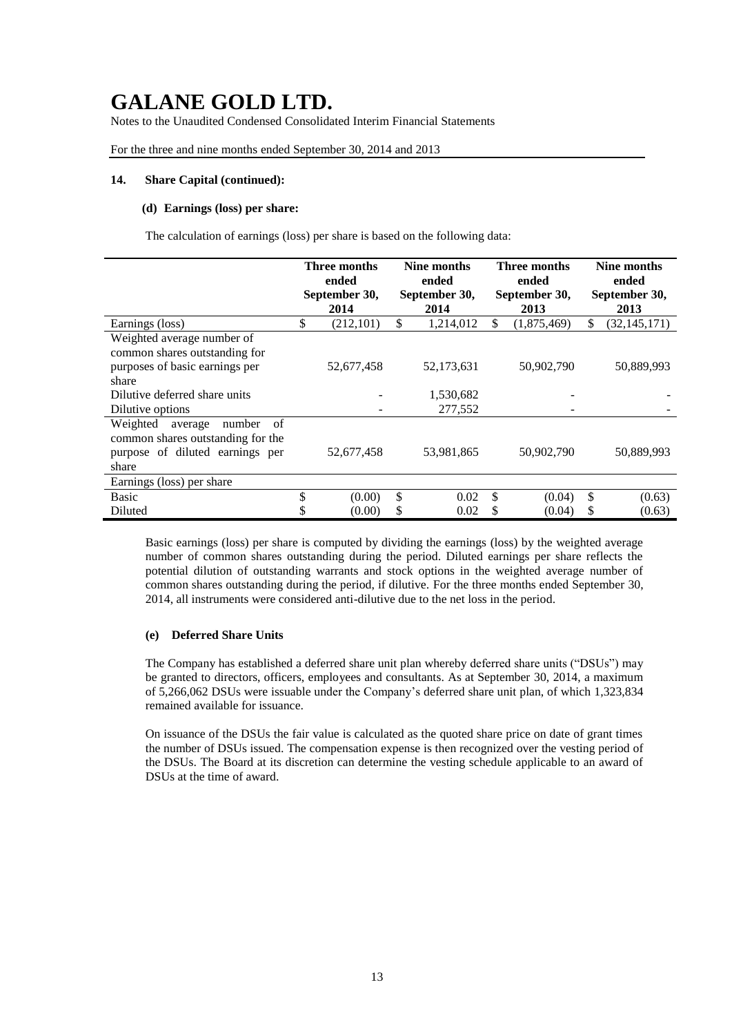# GALANE GOLD LTD.

Notes to the Unaudited Condensed Consolidated Interim Financial Statements

For the three and nine months ended September 30, 2014 and 2013

**14. Share Capital (continued):**

**(d) Earnings (loss) per share:**

The calculation of earnings (loss) per share is based on the following data:

| | Three months ended September 30, 2014 | Nine months ended September 30, 2014 | Three months ended September 30, 2013 | Nine months ended September 30, 2013 |
|---|---|---|---|---|
| Earnings (loss) | $ (212,101) | $ 1,214,012 | $ (1,875,469) | $ (32,145,171) |
| Weighted average number of common shares outstanding for purposes of basic earnings per share | 52,677,458 | 52,173,631 | 50,902,790 | 50,889,993 |
| Dilutive deferred share units | - | 1,530,682 | - | - |
| Dilutive options | - | 277,552 | - | - |
| Weighted average number of common shares outstanding for the purpose of diluted earnings per share | 52,677,458 | 53,981,865 | 50,902,790 | 50,889,993 |
| Earnings (loss) per share | | | | |
| Basic | $ (0.00) | $ 0.02 | $ (0.04) | $ (0.63) |
| Diluted | $ (0.00) | $ 0.02 | $ (0.04) | $ (0.63) |

Basic earnings (loss) per share is computed by dividing the earnings (loss) by the weighted average number of common shares outstanding during the period. Diluted earnings per share reflects the potential dilution of outstanding warrants and stock options in the weighted average number of common shares outstanding during the period, if dilutive. For the three months ended September 30, 2014, all instruments were considered anti-dilutive due to the net loss in the period.

**(e) Deferred Share Units**

The Company has established a deferred share unit plan whereby deferred share units ("DSUs") may be granted to directors, officers, employees and consultants. As at September 30, 2014, a maximum of 5,266,062 DSUs were issuable under the Company's deferred share unit plan, of which 1,323,834 remained available for issuance.

On issuance of the DSUs the fair value is calculated as the quoted share price on date of grant times the number of DSUs issued. The compensation expense is then recognized over the vesting period of the DSUs. The Board at its discretion can determine the vesting schedule applicable to an award of DSUs at the time of award.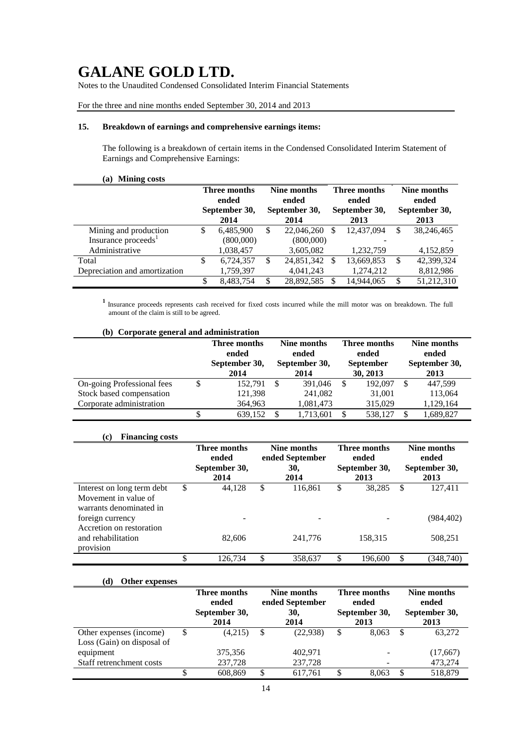# GALANE GOLD LTD.

Notes to the Unaudited Condensed Consolidated Interim Financial Statements

For the three and nine months ended September 30, 2014 and 2013

## 15. Breakdown of earnings and comprehensive earnings items:

The following is a breakdown of certain items in the Condensed Consolidated Interim Statement of Earnings and Comprehensive Earnings:

### (a) Mining costs

| | Three months ended September 30, 2014 | Nine months ended September 30, 2014 | Three months ended September 30, 2013 | Nine months ended September 30, 2013 |
|---|---|---|---|---|
| Mining and production | $ 6,485,900 | $ 22,046,260 | $ 12,437,094 | $ 38,246,465 |
| Insurance proceeds[1] | (800,000) | (800,000) | - | - |
| Administrative | 1,038,457 | 3,605,082 | 1,232,759 | 4,152,859 |
| Total | $ 6,724,357 | $ 24,851,342 | $ 13,669,853 | $ 42,399,324 |
| Depreciation and amortization | 1,759,397 | 4,041,243 | 1,274,212 | 8,812,986 |
| | $ 8,483,754 | $ 28,892,585 | $ 14,944,065 | $ 51,212,310 |

[1] Insurance proceeds represents cash received for fixed costs incurred while the mill motor was on breakdown. The full amount of the claim is still to be agreed.

### (b) Corporate general and administration

| | Three months ended September 30, 2014 | Nine months ended September 30, 2014 | Three months ended September 30, 2013 | Nine months ended September 30, 2013 |
|---|---|---|---|---|
| On-going Professional fees | $ 152,791 | $ 391,046 | $ 192,097 | $ 447,599 |
| Stock based compensation | 121,398 | 241,082 | 31,001 | 113,064 |
| Corporate administration | 364,963 | 1,081,473 | 315,029 | 1,129,164 |
| | $ 639,152 | $ 1,713,601 | $ 538,127 | $ 1,689,827 |

### (c) Financing costs

| | Three months ended September 30, 2014 | Nine months ended September 30, 2014 | Three months ended September 30, 2013 | Nine months ended September 30, 2013 |
|---|---|---|---|---|
| Interest on long term debt | $ 44,128 | $ 116,861 | $ 38,285 | $ 127,411 |
| Movement in value of warrants denominated in foreign currency | - | - | - | (984,402) |
| Accretion on restoration and rehabilitation provision | 82,606 | 241,776 | 158,315 | 508,251 |
| | $ 126,734 | $ 358,637 | $ 196,600 | $ (348,740) |

### (d) Other expenses

| | Three months ended September 30, 2014 | Nine months ended September 30, 2014 | Three months ended September 30, 2013 | Nine months ended September 30, 2013 |
|---|---|---|---|---|
| Other expenses (income) | $ (4,215) | $ (22,938) | $ 8,063 | $ 63,272 |
| Loss (Gain) on disposal of equipment | 375,356 | 402,971 | - | (17,667) |
| Staff retrenchment costs | 237,728 | 237,728 | - | 473,274 |
| | $ 608,869 | $ 617,761 | $ 8,063 | $ 518,879 |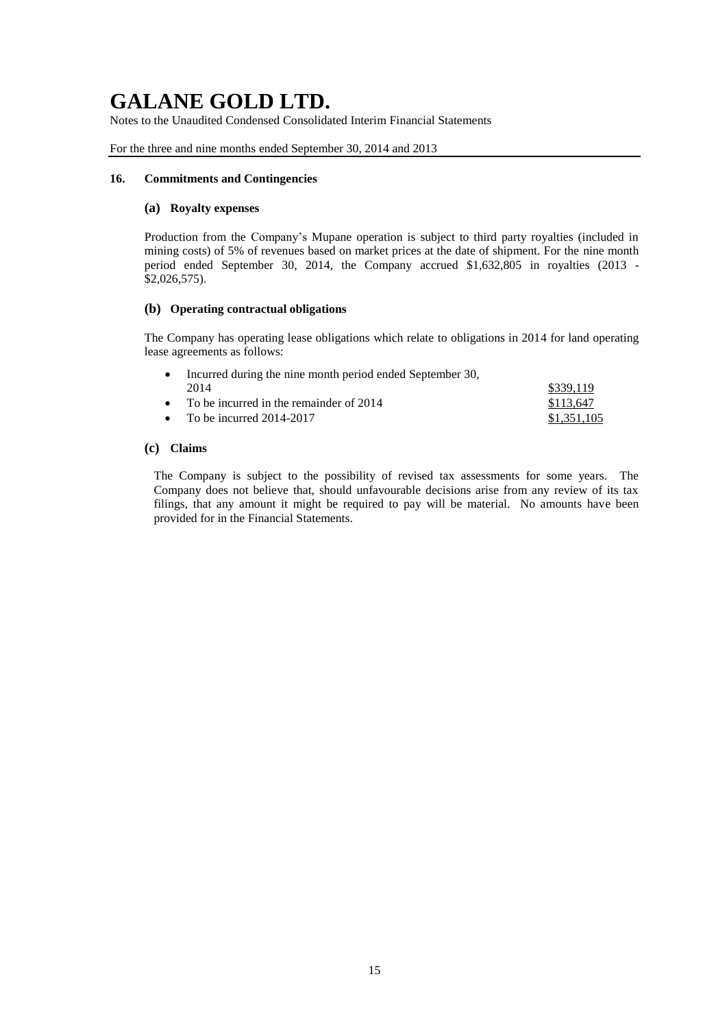# GALANE GOLD LTD.

Notes to the Unaudited Condensed Consolidated Interim Financial Statements

For the three and nine months ended September 30, 2014 and 2013

## 16. Commitments and Contingencies

### (a) Royalty expenses

Production from the Company's Mupane operation is subject to third party royalties (included in mining costs) of 5% of revenues based on market prices at the date of shipment. For the nine month period ended September 30, 2014, the Company accrued $1,632,805 in royalties (2013 - $2,026,575).

### (b) Operating contractual obligations

The Company has operating lease obligations which relate to obligations in 2014 for land operating lease agreements as follows:

- Incurred during the nine month period ended September 30, 2014 — $339,119
- To be incurred in the remainder of 2014 — $113,647
- To be incurred 2014-2017 — $1,351,105

### (c) Claims

The Company is subject to the possibility of revised tax assessments for some years. The Company does not believe that, should unfavourable decisions arise from any review of its tax filings, that any amount it might be required to pay will be material. No amounts have been provided for in the Financial Statements.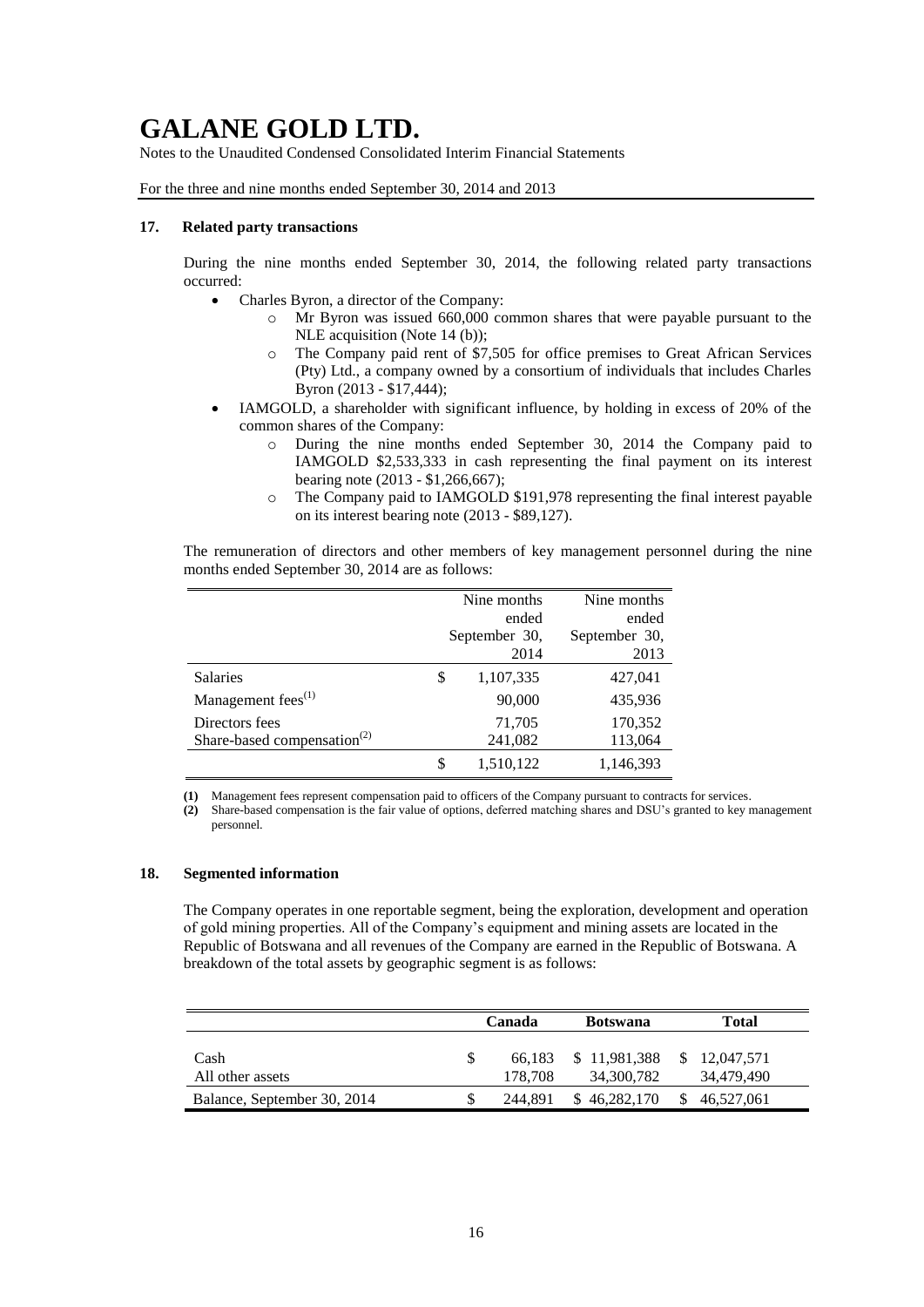# GALANE GOLD LTD.

Notes to the Unaudited Condensed Consolidated Interim Financial Statements

For the three and nine months ended September 30, 2014 and 2013

### 17. Related party transactions

During the nine months ended September 30, 2014, the following related party transactions occurred:

- Charles Byron, a director of the Company:
  - Mr Byron was issued 660,000 common shares that were payable pursuant to the NLE acquisition (Note 14 (b));
  - The Company paid rent of $7,505 for office premises to Great African Services (Pty) Ltd., a company owned by a consortium of individuals that includes Charles Byron (2013 - $17,444);
- IAMGOLD, a shareholder with significant influence, by holding in excess of 20% of the common shares of the Company:
  - During the nine months ended September 30, 2014 the Company paid to IAMGOLD $2,533,333 in cash representing the final payment on its interest bearing note (2013 - $1,266,667);
  - The Company paid to IAMGOLD $191,978 representing the final interest payable on its interest bearing note (2013 - $89,127).

The remuneration of directors and other members of key management personnel during the nine months ended September 30, 2014 are as follows:

| | Nine months ended September 30, 2014 | Nine months ended September 30, 2013 |
|---|---|---|
| Salaries | $ 1,107,335 | 427,041 |
| Management fees(1) | 90,000 | 435,936 |
| Directors fees | 71,705 | 170,352 |
| Share-based compensation(2) | 241,082 | 113,064 |
| | $ 1,510,122 | 1,146,393 |

**(1)** Management fees represent compensation paid to officers of the Company pursuant to contracts for services.
**(2)** Share-based compensation is the fair value of options, deferred matching shares and DSU's granted to key management personnel.

### 18. Segmented information

The Company operates in one reportable segment, being the exploration, development and operation of gold mining properties. All of the Company's equipment and mining assets are located in the Republic of Botswana and all revenues of the Company are earned in the Republic of Botswana. A breakdown of the total assets by geographic segment is as follows:

| | Canada | Botswana | Total |
|---|---|---|---|
| Cash | $ 66,183 | $ 11,981,388 | $ 12,047,571 |
| All other assets | 178,708 | 34,300,782 | 34,479,490 |
| Balance, September 30, 2014 | $ 244,891 | $ 46,282,170 | $ 46,527,061 |